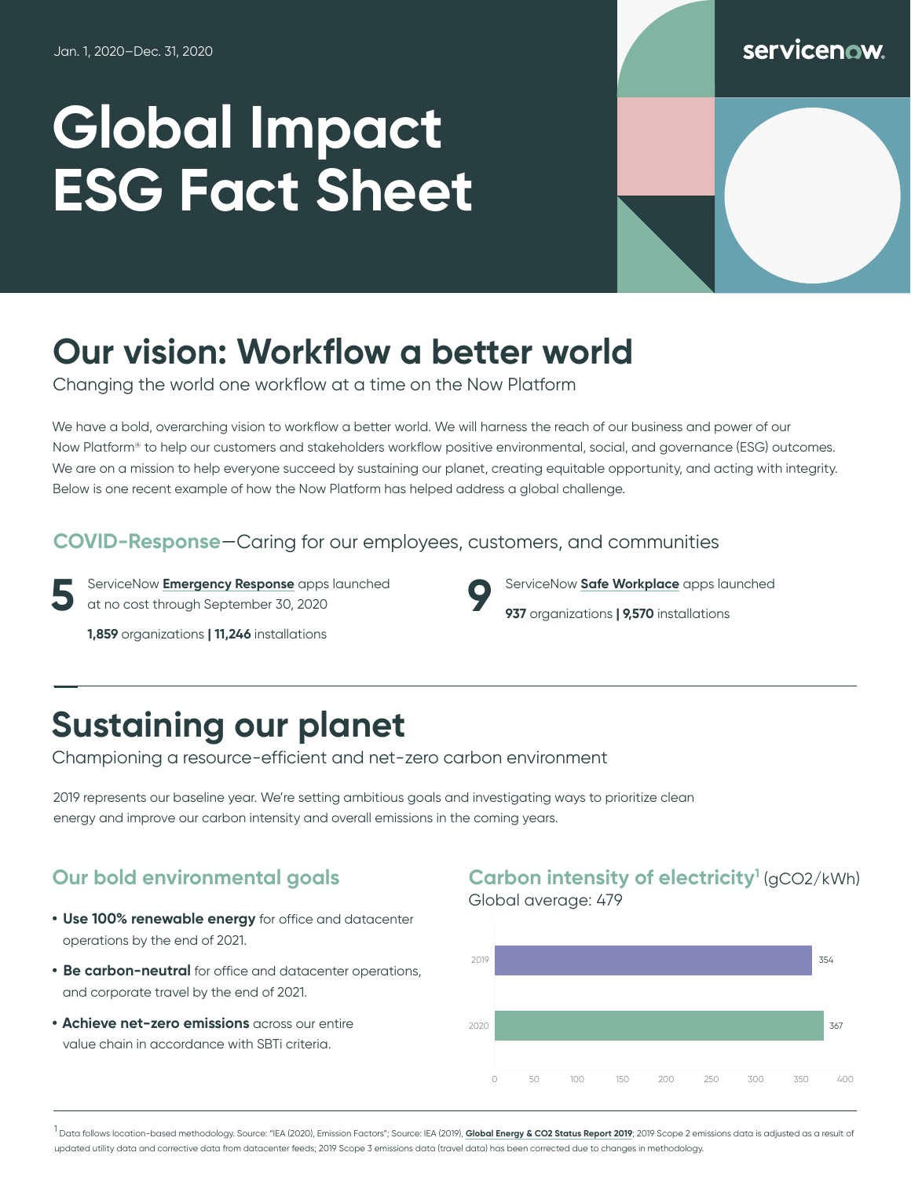Jan. 1, 2020–Dec. 31, 2020

servicenow.

# Global Impact ESG Fact Sheet

## Our vision: Workflow a better world

Changing the world one workflow at a time on the Now Platform

We have a bold, overarching vision to workflow a better world. We will harness the reach of our business and power of our Now Platform® to help our customers and stakeholders workflow positive environmental, social, and governance (ESG) outcomes. We are on a mission to help everyone succeed by sustaining our planet, creating equitable opportunity, and acting with integrity. Below is one recent example of how the Now Platform has helped address a global challenge.

### COVID-Response—Caring for our employees, customers, and communities

**5** ServiceNow **Emergency Response** apps launched at no cost through September 30, 2020

**1,859** organizations | **11,246** installations

**9** ServiceNow **Safe Workplace** apps launched

**937** organizations | **9,570** installations

## Sustaining our planet

Championing a resource-efficient and net-zero carbon environment

2019 represents our baseline year. We're setting ambitious goals and investigating ways to prioritize clean energy and improve our carbon intensity and overall emissions in the coming years.

### Our bold environmental goals

- **Use 100% renewable energy** for office and datacenter operations by the end of 2021.
- **Be carbon-neutral** for office and datacenter operations, and corporate travel by the end of 2021.
- **Achieve net-zero emissions** across our entire value chain in accordance with SBTi criteria.

### Carbon intensity of electricity[1] (gCO2/kWh)

Global average: 479

| Year | gCO2/kWh |
| --- | --- |
| 2019 | 354 |
| 2020 | 367 |

[1] Data follows location-based methodology. Source: "IEA (2020), Emission Factors"; Source: IEA (2019), **Global Energy & CO2 Status Report 2019**; 2019 Scope 2 emissions data is adjusted as a result of updated utility data and corrective data from datacenter feeds; 2019 Scope 3 emissions data (travel data) has been corrected due to changes in methodology.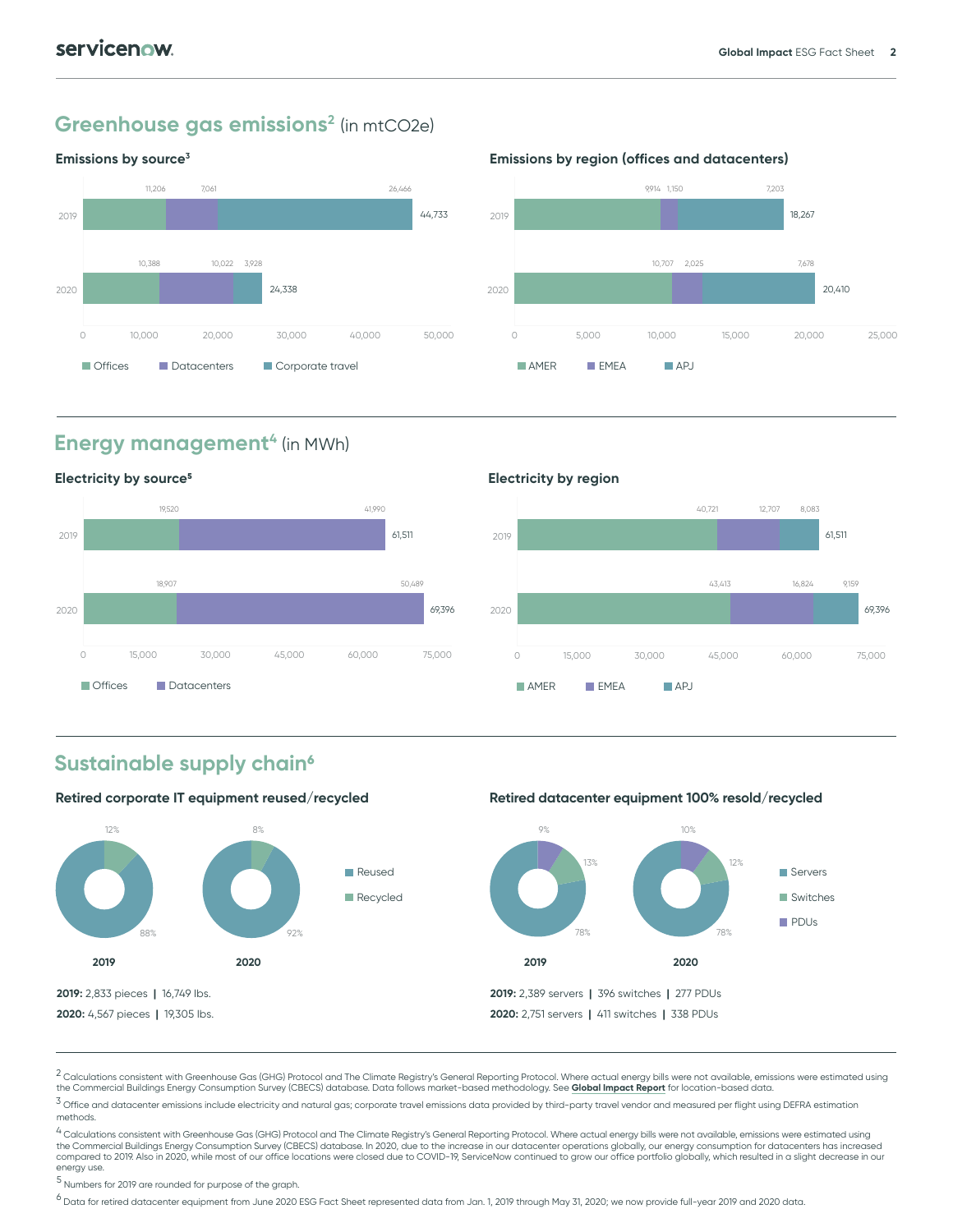## Greenhouse gas emissions[2] (in mtCO2e)

### Emissions by source[3]

| Year | Offices | Datacenters | Corporate travel | Total |
|---|---|---|---|---|
| 2019 | 11,206 | 7,061 | 26,466 | 44,733 |
| 2020 | 10,388 | 10,022 | 3,928 | 24,338 |

### Emissions by region (offices and datacenters)

| Year | AMER | EMEA | APJ | Total |
|---|---|---|---|---|
| 2019 | 9,914 | 1,150 | 7,203 | 18,267 |
| 2020 | 10,707 | 2,025 | 7,678 | 20,410 |

## Energy management[4] (in MWh)

### Electricity by source[5]

| Year | Offices | Datacenters | Total |
|---|---|---|---|
| 2019 | 19,520 | 41,990 | 61,511 |
| 2020 | 18,907 | 50,489 | 69,396 |

### Electricity by region

| Year | AMER | EMEA | APJ | Total |
|---|---|---|---|---|
| 2019 | 40,721 | 12,707 | 8,083 | 61,511 |
| 2020 | 43,413 | 16,824 | 9,159 | 69,396 |

## Sustainable supply chain[6]

### Retired corporate IT equipment reused/recycled

| Year | Reused | Recycled |
|---|---|---|
| 2019 | 88% | 12% |
| 2020 | 92% | 8% |

**2019:** 2,833 pieces | 16,749 lbs.

**2020:** 4,567 pieces | 19,305 lbs.

### Retired datacenter equipment 100% resold/recycled

| Year | Servers | Switches | PDUs |
|---|---|---|---|
| 2019 | 78% | 13% | 9% |
| 2020 | 78% | 12% | 10% |

**2019:** 2,389 servers | 396 switches | 277 PDUs

**2020:** 2,751 servers | 411 switches | 338 PDUs

---

[2] Calculations consistent with Greenhouse Gas (GHG) Protocol and The Climate Registry's General Reporting Protocol. Where actual energy bills were not available, emissions were estimated using the Commercial Buildings Energy Consumption Survey (CBECS) database. Data follows market-based methodology. See **Global Impact Report** for location-based data.

[3] Office and datacenter emissions include electricity and natural gas; corporate travel emissions data provided by third-party travel vendor and measured per flight using DEFRA estimation methods.

[4] Calculations consistent with Greenhouse Gas (GHG) Protocol and The Climate Registry's General Reporting Protocol. Where actual energy bills were not available, emissions were estimated using the Commercial Buildings Energy Consumption Survey (CBECS) database. In 2020, due to the increase in our datacenter operations globally, our energy consumption for datacenters has increased compared to 2019. Also in 2020, while most of our office locations were closed due to COVID-19, ServiceNow continued to grow our office portfolio globally, which resulted in a slight decrease in our energy use.

[5] Numbers for 2019 are rounded for purpose of the graph.

[6] Data for retired datacenter equipment from June 2020 ESG Fact Sheet represented data from Jan. 1, 2019 through May 31, 2020; we now provide full-year 2019 and 2020 data.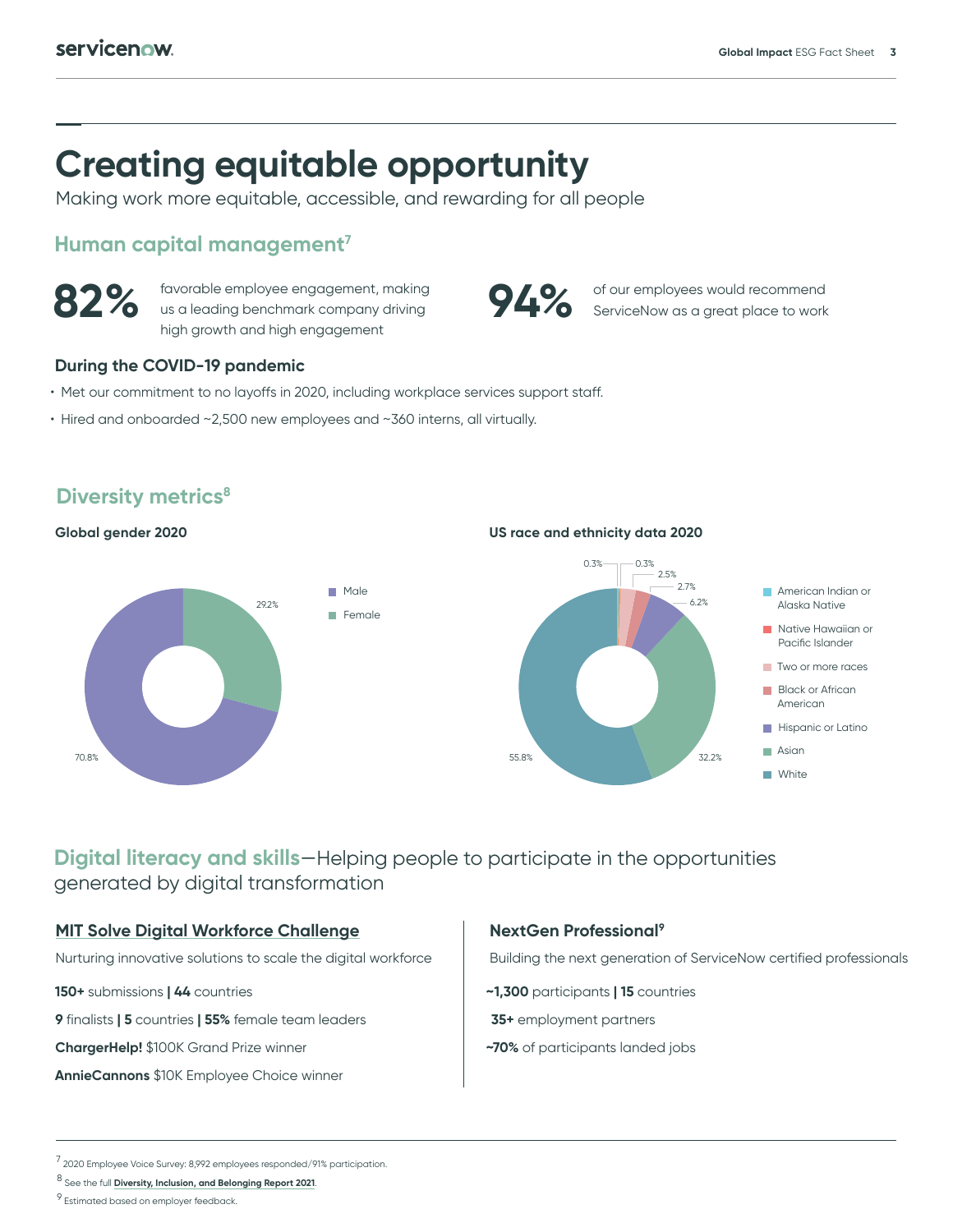# Creating equitable opportunity

Making work more equitable, accessible, and rewarding for all people

## Human capital management[7]

**82%** favorable employee engagement, making us a leading benchmark company driving high growth and high engagement

**94%** of our employees would recommend ServiceNow as a great place to work

### During the COVID-19 pandemic

- Met our commitment to no layoffs in 2020, including workplace services support staff.
- Hired and onboarded ~2,500 new employees and ~360 interns, all virtually.

## Diversity metrics[8]

**Global gender 2020**

| Gender | Percentage |
| --- | --- |
| Male | 70.8% |
| Female | 29.2% |

**US race and ethnicity data 2020**

| Race/Ethnicity | Percentage |
| --- | --- |
| American Indian or Alaska Native | 0.3% |
| Native Hawaiian or Pacific Islander | 0.3% |
| Two or more races | 2.5% |
| Black or African American | 2.7% |
| Hispanic or Latino | 6.2% |
| Asian | 32.2% |
| White | 55.8% |

## Digital literacy and skills—Helping people to participate in the opportunities generated by digital transformation

### MIT Solve Digital Workforce Challenge

Nurturing innovative solutions to scale the digital workforce

**150+** submissions | **44** countries

**9** finalists | **5** countries | **55%** female team leaders

**ChargerHelp!** $100K Grand Prize winner

**AnnieCannons** $10K Employee Choice winner

### NextGen Professional[9]

Building the next generation of ServiceNow certified professionals

**~1,300** participants | **15** countries

**35+** employment partners

**~70%** of participants landed jobs

---

[7] 2020 Employee Voice Survey: 8,992 employees responded/91% participation.

[8] See the full **Diversity, Inclusion, and Belonging Report 2021**.

[9] Estimated based on employer feedback.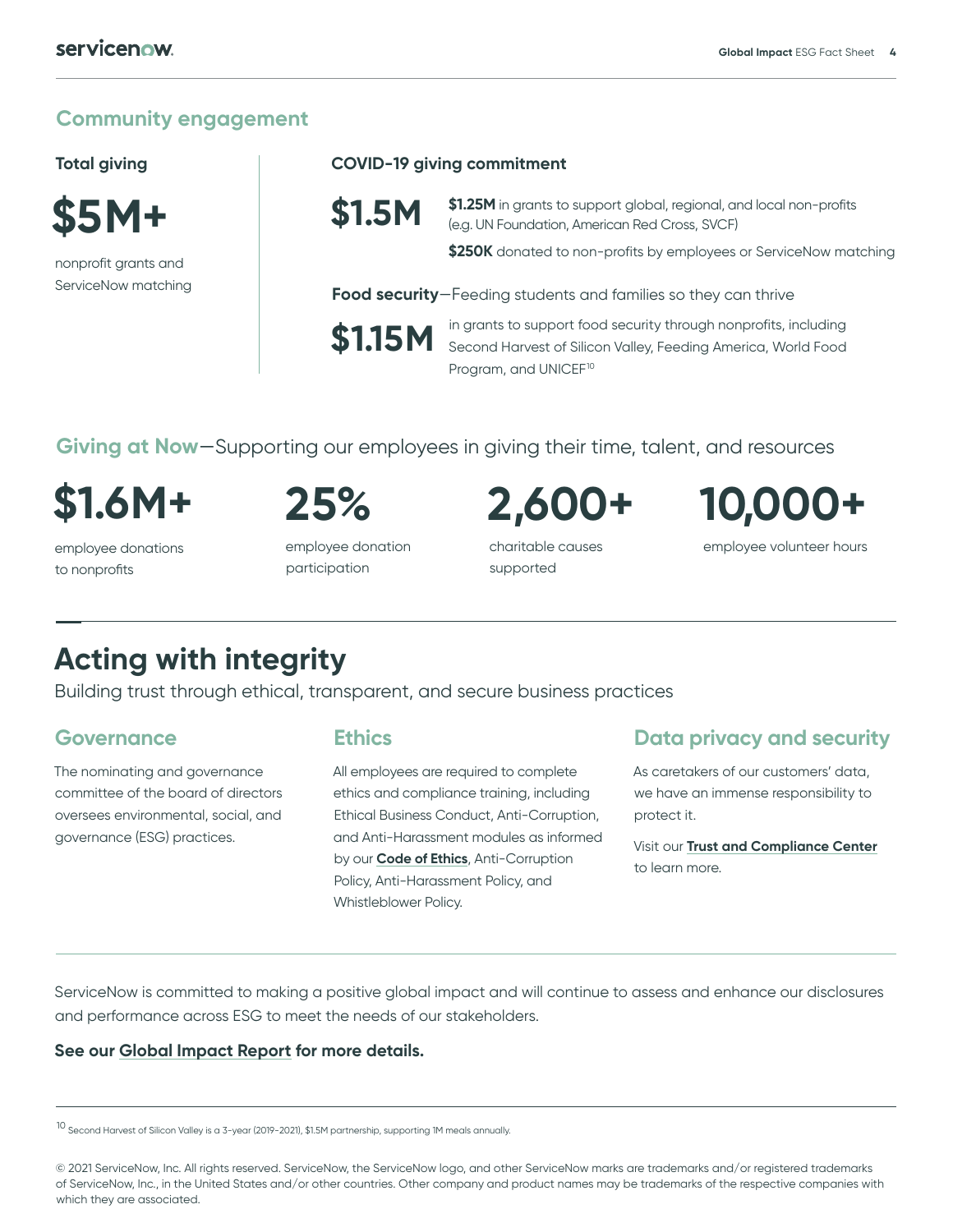## Community engagement

### Total giving

**$5M+**

nonprofit grants and ServiceNow matching

### COVID-19 giving commitment

**$1.5M**

**$1.25M** in grants to support global, regional, and local non-profits (e.g. UN Foundation, American Red Cross, SVCF)

**$250K** donated to non-profits by employees or ServiceNow matching

**Food security**—Feeding students and families so they can thrive

**$1.15M**

in grants to support food security through nonprofits, including Second Harvest of Silicon Valley, Feeding America, World Food Program, and UNICEF[10]

## Giving at Now—Supporting our employees in giving their time, talent, and resources

**$1.6M+**

employee donations to nonprofits

**25%**

employee donation participation

**2,600+**

charitable causes supported

**10,000+**

employee volunteer hours

# Acting with integrity

Building trust through ethical, transparent, and secure business practices

## Governance

The nominating and governance committee of the board of directors oversees environmental, social, and governance (ESG) practices.

## Ethics

All employees are required to complete ethics and compliance training, including Ethical Business Conduct, Anti-Corruption, and Anti-Harassment modules as informed by our **Code of Ethics**, Anti-Corruption Policy, Anti-Harassment Policy, and Whistleblower Policy.

## Data privacy and security

As caretakers of our customers' data, we have an immense responsibility to protect it.

Visit our **Trust and Compliance Center** to learn more.

ServiceNow is committed to making a positive global impact and will continue to assess and enhance our disclosures and performance across ESG to meet the needs of our stakeholders.

**See our Global Impact Report for more details.**

[10] Second Harvest of Silicon Valley is a 3-year (2019-2021), $1.5M partnership, supporting 1M meals annually.

© 2021 ServiceNow, Inc. All rights reserved. ServiceNow, the ServiceNow logo, and other ServiceNow marks are trademarks and/or registered trademarks of ServiceNow, Inc., in the United States and/or other countries. Other company and product names may be trademarks of the respective companies with which they are associated.